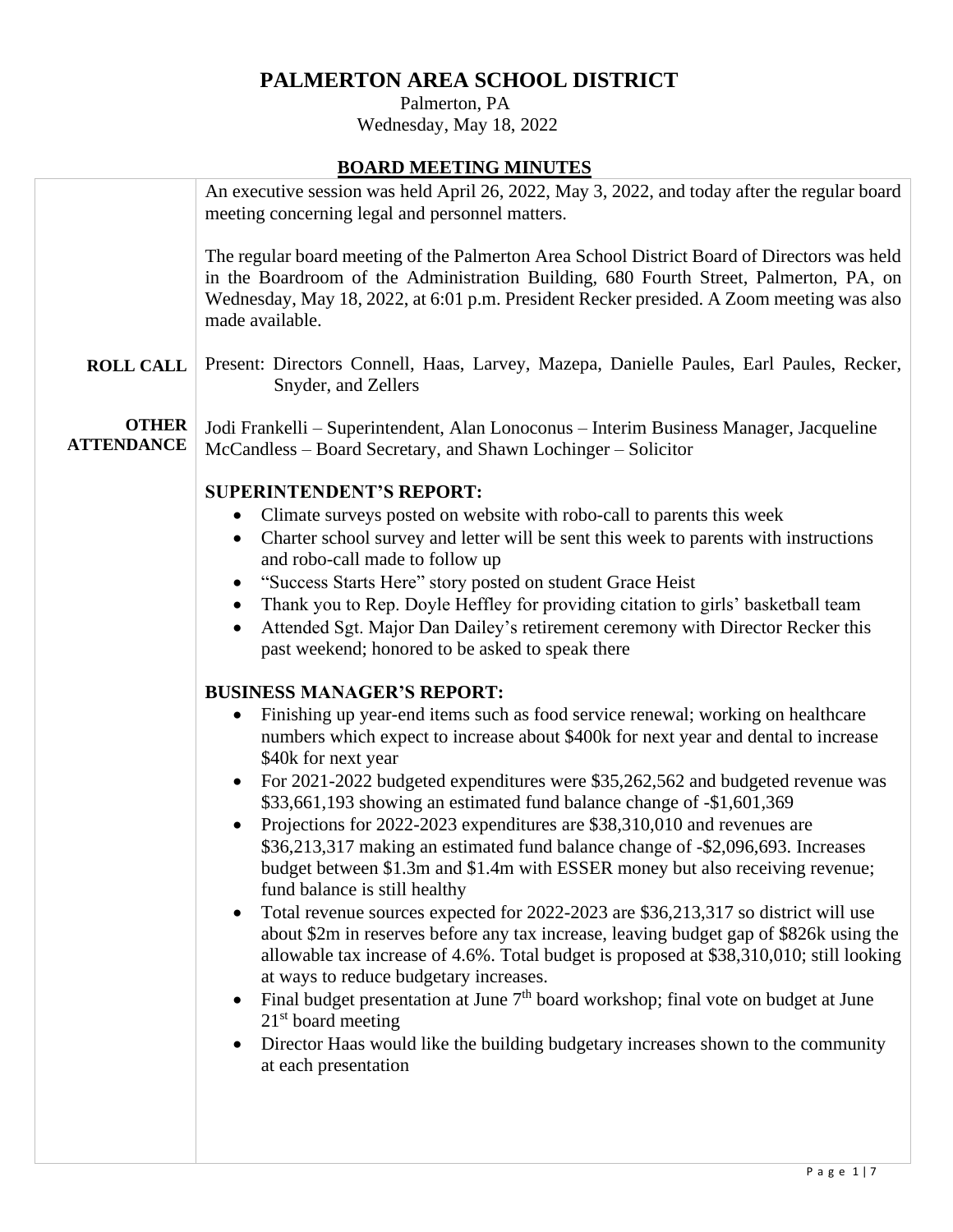# PALMERTON AREA SCHOOL DISTRICT

Palmerton, PA
Wednesday, May 18, 2022

## BOARD MEETING MINUTES

An executive session was held April 26, 2022, May 3, 2022, and today after the regular board meeting concerning legal and personnel matters.

The regular board meeting of the Palmerton Area School District Board of Directors was held in the Boardroom of the Administration Building, 680 Fourth Street, Palmerton, PA, on Wednesday, May 18, 2022, at 6:01 p.m. President Recker presided. A Zoom meeting was also made available.

**ROLL CALL**

Present: Directors Connell, Haas, Larvey, Mazepa, Danielle Paules, Earl Paules, Recker, Snyder, and Zellers

**OTHER ATTENDANCE**

Jodi Frankelli – Superintendent, Alan Lonoconus – Interim Business Manager, Jacqueline McCandless – Board Secretary, and Shawn Lochinger – Solicitor

**SUPERINTENDENT'S REPORT:**

- Climate surveys posted on website with robo-call to parents this week
- Charter school survey and letter will be sent this week to parents with instructions and robo-call made to follow up
- "Success Starts Here" story posted on student Grace Heist
- Thank you to Rep. Doyle Heffley for providing citation to girls' basketball team
- Attended Sgt. Major Dan Dailey's retirement ceremony with Director Recker this past weekend; honored to be asked to speak there

**BUSINESS MANAGER'S REPORT:**

- Finishing up year-end items such as food service renewal; working on healthcare numbers which expect to increase about $400k for next year and dental to increase $40k for next year
- For 2021-2022 budgeted expenditures were $35,262,562 and budgeted revenue was $33,661,193 showing an estimated fund balance change of -$1,601,369
- Projections for 2022-2023 expenditures are $38,310,010 and revenues are $36,213,317 making an estimated fund balance change of -$2,096,693. Increases budget between $1.3m and $1.4m with ESSER money but also receiving revenue; fund balance is still healthy
- Total revenue sources expected for 2022-2023 are $36,213,317 so district will use about $2m in reserves before any tax increase, leaving budget gap of $826k using the allowable tax increase of 4.6%. Total budget is proposed at $38,310,010; still looking at ways to reduce budgetary increases.
- Final budget presentation at June 7th board workshop; final vote on budget at June 21st board meeting
- Director Haas would like the building budgetary increases shown to the community at each presentation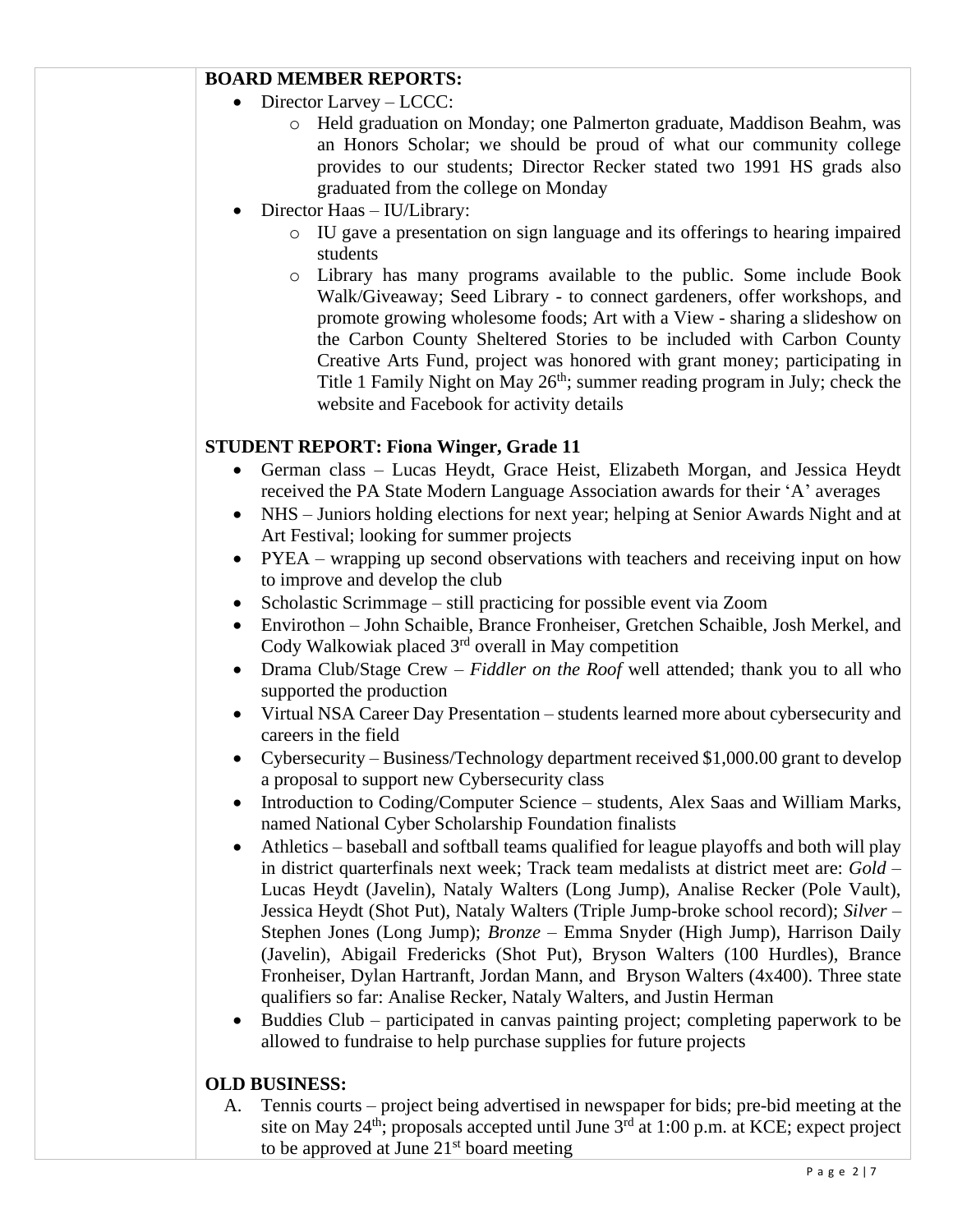**BOARD MEMBER REPORTS:**

- Director Larvey – LCCC:
  - Held graduation on Monday; one Palmerton graduate, Maddison Beahm, was an Honors Scholar; we should be proud of what our community college provides to our students; Director Recker stated two 1991 HS grads also graduated from the college on Monday
- Director Haas – IU/Library:
  - IU gave a presentation on sign language and its offerings to hearing impaired students
  - Library has many programs available to the public. Some include Book Walk/Giveaway; Seed Library - to connect gardeners, offer workshops, and promote growing wholesome foods; Art with a View - sharing a slideshow on the Carbon County Sheltered Stories to be included with Carbon County Creative Arts Fund, project was honored with grant money; participating in Title 1 Family Night on May 26th; summer reading program in July; check the website and Facebook for activity details

**STUDENT REPORT: Fiona Winger, Grade 11**

- German class – Lucas Heydt, Grace Heist, Elizabeth Morgan, and Jessica Heydt received the PA State Modern Language Association awards for their 'A' averages
- NHS – Juniors holding elections for next year; helping at Senior Awards Night and at Art Festival; looking for summer projects
- PYEA – wrapping up second observations with teachers and receiving input on how to improve and develop the club
- Scholastic Scrimmage – still practicing for possible event via Zoom
- Envirothon – John Schaible, Brance Fronheiser, Gretchen Schaible, Josh Merkel, and Cody Walkowiak placed 3rd overall in May competition
- Drama Club/Stage Crew – *Fiddler on the Roof* well attended; thank you to all who supported the production
- Virtual NSA Career Day Presentation – students learned more about cybersecurity and careers in the field
- Cybersecurity – Business/Technology department received $1,000.00 grant to develop a proposal to support new Cybersecurity class
- Introduction to Coding/Computer Science – students, Alex Saas and William Marks, named National Cyber Scholarship Foundation finalists
- Athletics – baseball and softball teams qualified for league playoffs and both will play in district quarterfinals next week; Track team medalists at district meet are: *Gold* – Lucas Heydt (Javelin), Nataly Walters (Long Jump), Analise Recker (Pole Vault), Jessica Heydt (Shot Put), Nataly Walters (Triple Jump-broke school record); *Silver* – Stephen Jones (Long Jump); *Bronze* – Emma Snyder (High Jump), Harrison Daily (Javelin), Abigail Fredericks (Shot Put), Bryson Walters (100 Hurdles), Brance Fronheiser, Dylan Hartranft, Jordan Mann, and Bryson Walters (4x400). Three state qualifiers so far: Analise Recker, Nataly Walters, and Justin Herman
- Buddies Club – participated in canvas painting project; completing paperwork to be allowed to fundraise to help purchase supplies for future projects

**OLD BUSINESS:**

A. Tennis courts – project being advertised in newspaper for bids; pre-bid meeting at the site on May 24th; proposals accepted until June 3rd at 1:00 p.m. at KCE; expect project to be approved at June 21st board meeting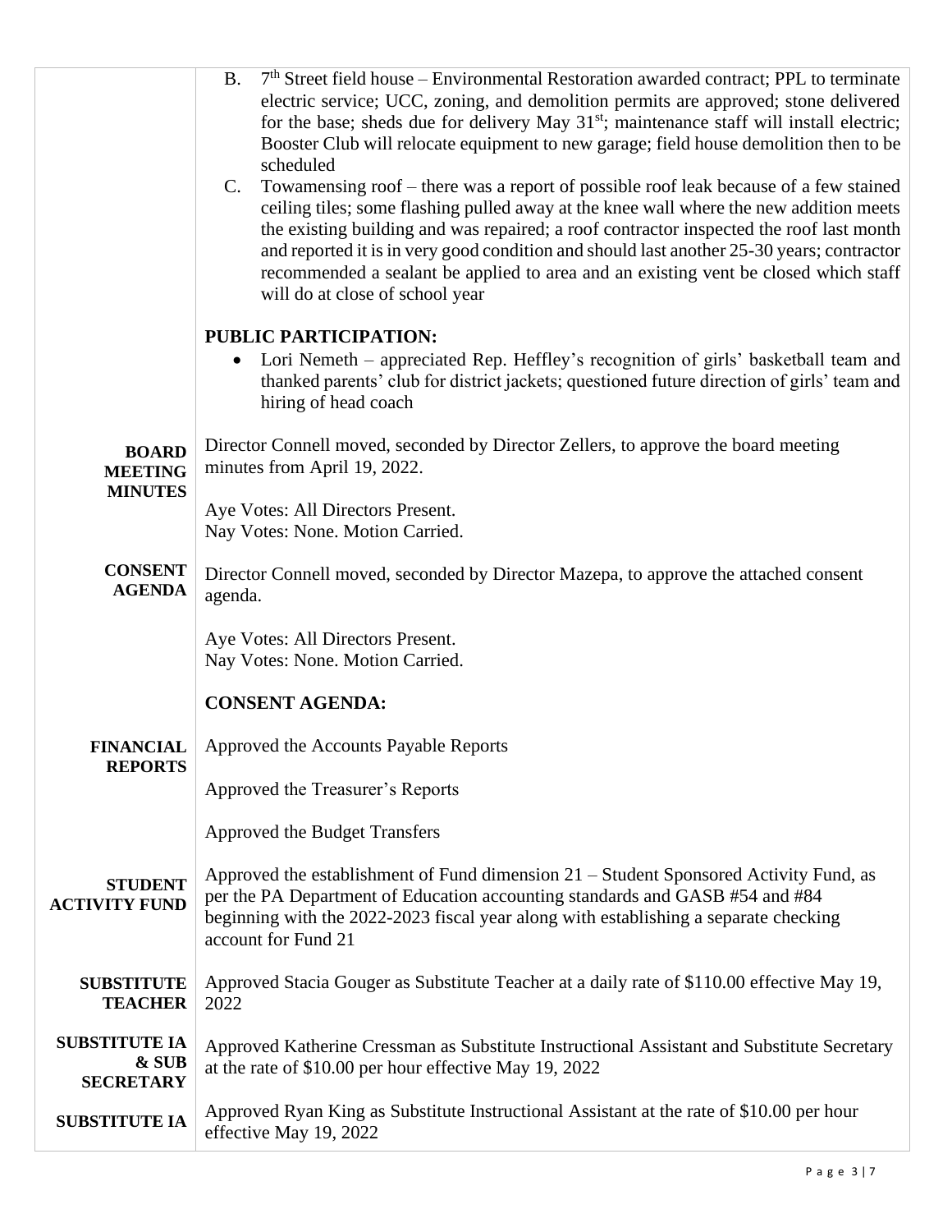B. 7th Street field house – Environmental Restoration awarded contract; PPL to terminate electric service; UCC, zoning, and demolition permits are approved; stone delivered for the base; sheds due for delivery May 31st; maintenance staff will install electric; Booster Club will relocate equipment to new garage; field house demolition then to be scheduled

C. Towamensing roof – there was a report of possible roof leak because of a few stained ceiling tiles; some flashing pulled away at the knee wall where the new addition meets the existing building and was repaired; a roof contractor inspected the roof last month and reported it is in very good condition and should last another 25-30 years; contractor recommended a sealant be applied to area and an existing vent be closed which staff will do at close of school year

**PUBLIC PARTICIPATION:**

- Lori Nemeth – appreciated Rep. Heffley's recognition of girls' basketball team and thanked parents' club for district jackets; questioned future direction of girls' team and hiring of head coach

**BOARD MEETING MINUTES**

Director Connell moved, seconded by Director Zellers, to approve the board meeting minutes from April 19, 2022.

Aye Votes: All Directors Present.
Nay Votes: None. Motion Carried.

**CONSENT AGENDA**

Director Connell moved, seconded by Director Mazepa, to approve the attached consent agenda.

Aye Votes: All Directors Present.
Nay Votes: None. Motion Carried.

**CONSENT AGENDA:**

**FINANCIAL REPORTS**

Approved the Accounts Payable Reports

Approved the Treasurer's Reports

Approved the Budget Transfers

**STUDENT ACTIVITY FUND**

Approved the establishment of Fund dimension 21 – Student Sponsored Activity Fund, as per the PA Department of Education accounting standards and GASB #54 and #84 beginning with the 2022-2023 fiscal year along with establishing a separate checking account for Fund 21

**SUBSTITUTE TEACHER**

Approved Stacia Gouger as Substitute Teacher at a daily rate of $110.00 effective May 19, 2022

**SUBSTITUTE IA & SUB SECRETARY**

Approved Katherine Cressman as Substitute Instructional Assistant and Substitute Secretary at the rate of $10.00 per hour effective May 19, 2022

**SUBSTITUTE IA**

Approved Ryan King as Substitute Instructional Assistant at the rate of $10.00 per hour effective May 19, 2022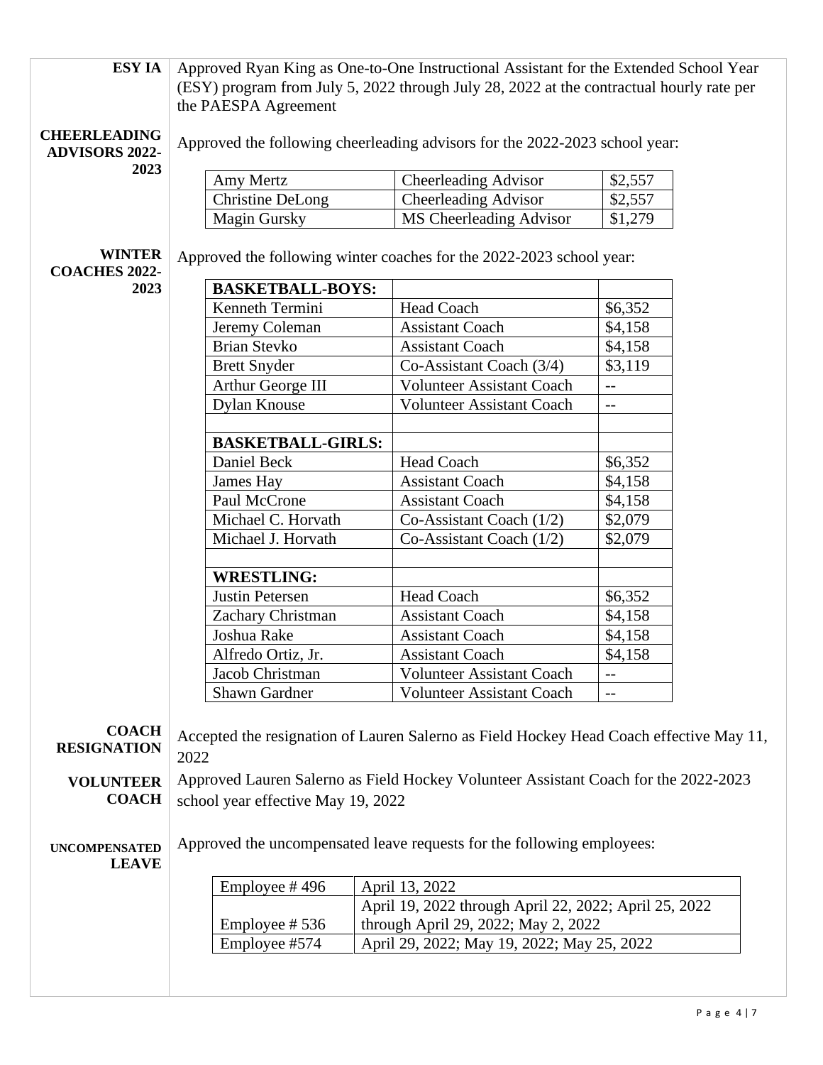**ESY IA**

Approved Ryan King as One-to-One Instructional Assistant for the Extended School Year (ESY) program from July 5, 2022 through July 28, 2022 at the contractual hourly rate per the PAESPA Agreement

**CHEERLEADING ADVISORS 2022-2023**

Approved the following cheerleading advisors for the 2022-2023 school year:

| | | |
|---|---|---|
| Amy Mertz | Cheerleading Advisor | $2,557 |
| Christine DeLong | Cheerleading Advisor | $2,557 |
| Magin Gursky | MS Cheerleading Advisor | $1,279 |

**WINTER COACHES 2022-2023**

Approved the following winter coaches for the 2022-2023 school year:

| | | |
|---|---|---|
| **BASKETBALL-BOYS:** | | |
| Kenneth Termini | Head Coach | $6,352 |
| Jeremy Coleman | Assistant Coach | $4,158 |
| Brian Stevko | Assistant Coach | $4,158 |
| Brett Snyder | Co-Assistant Coach (3/4) | $3,119 |
| Arthur George III | Volunteer Assistant Coach | -- |
| Dylan Knouse | Volunteer Assistant Coach | -- |
| | | |
| **BASKETBALL-GIRLS:** | | |
| Daniel Beck | Head Coach | $6,352 |
| James Hay | Assistant Coach | $4,158 |
| Paul McCrone | Assistant Coach | $4,158 |
| Michael C. Horvath | Co-Assistant Coach (1/2) | $2,079 |
| Michael J. Horvath | Co-Assistant Coach (1/2) | $2,079 |
| | | |
| **WRESTLING:** | | |
| Justin Petersen | Head Coach | $6,352 |
| Zachary Christman | Assistant Coach | $4,158 |
| Joshua Rake | Assistant Coach | $4,158 |
| Alfredo Ortiz, Jr. | Assistant Coach | $4,158 |
| Jacob Christman | Volunteer Assistant Coach | -- |
| Shawn Gardner | Volunteer Assistant Coach | -- |

**COACH RESIGNATION**

Accepted the resignation of Lauren Salerno as Field Hockey Head Coach effective May 11, 2022

**VOLUNTEER COACH**

Approved Lauren Salerno as Field Hockey Volunteer Assistant Coach for the 2022-2023 school year effective May 19, 2022

**UNCOMPENSATED LEAVE**

Approved the uncompensated leave requests for the following employees:

| | |
|---|---|
| Employee # 496 | April 13, 2022 |
| Employee # 536 | April 19, 2022 through April 22, 2022; April 25, 2022 through April 29, 2022; May 2, 2022 |
| Employee #574 | April 29, 2022; May 19, 2022; May 25, 2022 |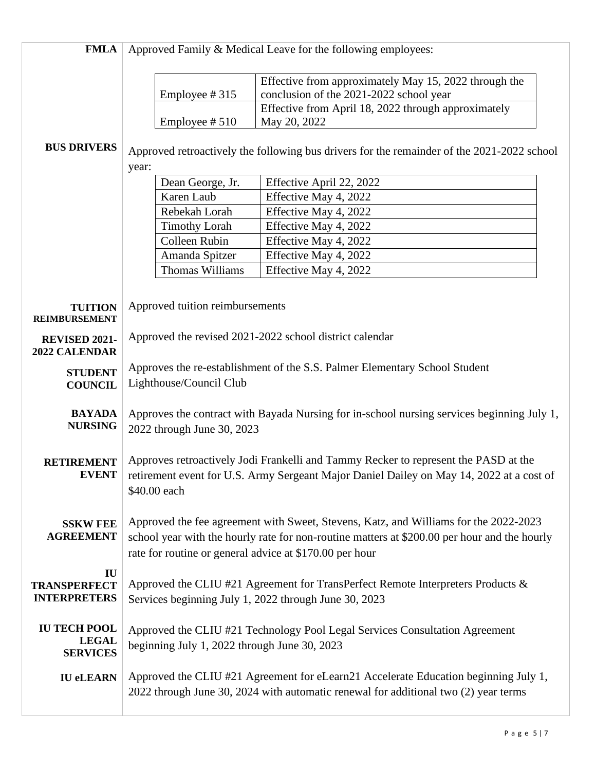**FMLA** Approved Family & Medical Leave for the following employees:

| | |
|---|---|
| Employee # 315 | Effective from approximately May 15, 2022 through the conclusion of the 2021-2022 school year |
| Employee # 510 | Effective from April 18, 2022 through approximately May 20, 2022 |

**BUS DRIVERS** Approved retroactively the following bus drivers for the remainder of the 2021-2022 school year:

| | |
|---|---|
| Dean George, Jr. | Effective April 22, 2022 |
| Karen Laub | Effective May 4, 2022 |
| Rebekah Lorah | Effective May 4, 2022 |
| Timothy Lorah | Effective May 4, 2022 |
| Colleen Rubin | Effective May 4, 2022 |
| Amanda Spitzer | Effective May 4, 2022 |
| Thomas Williams | Effective May 4, 2022 |

**TUITION REIMBURSEMENT** Approved tuition reimbursements

**REVISED 2021-2022 CALENDAR** Approved the revised 2021-2022 school district calendar

**STUDENT COUNCIL** Approves the re-establishment of the S.S. Palmer Elementary School Student Lighthouse/Council Club

**BAYADA NURSING** Approves the contract with Bayada Nursing for in-school nursing services beginning July 1, 2022 through June 30, 2023

**RETIREMENT EVENT** Approves retroactively Jodi Frankelli and Tammy Recker to represent the PASD at the retirement event for U.S. Army Sergeant Major Daniel Dailey on May 14, 2022 at a cost of $40.00 each

**SSKW FEE AGREEMENT** Approved the fee agreement with Sweet, Stevens, Katz, and Williams for the 2022-2023 school year with the hourly rate for non-routine matters at $200.00 per hour and the hourly rate for routine or general advice at $170.00 per hour

**IU TRANSPERFECT INTERPRETERS** Approved the CLIU #21 Agreement for TransPerfect Remote Interpreters Products & Services beginning July 1, 2022 through June 30, 2023

**IU TECH POOL LEGAL SERVICES** Approved the CLIU #21 Technology Pool Legal Services Consultation Agreement beginning July 1, 2022 through June 30, 2023

**IU eLEARN** Approved the CLIU #21 Agreement for eLearn21 Accelerate Education beginning July 1, 2022 through June 30, 2024 with automatic renewal for additional two (2) year terms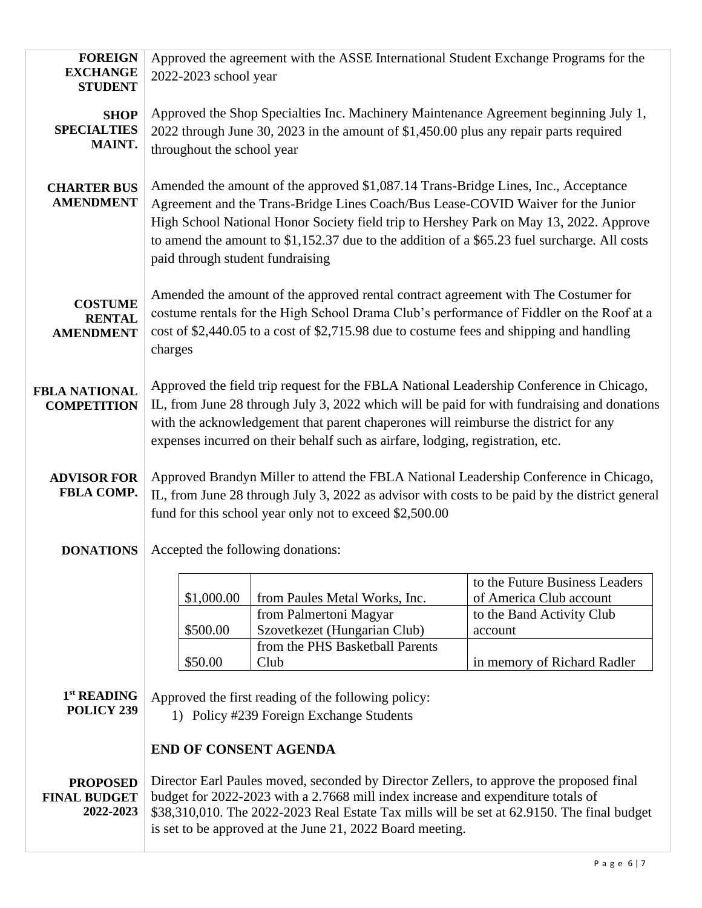**FOREIGN EXCHANGE STUDENT**

Approved the agreement with the ASSE International Student Exchange Programs for the 2022-2023 school year

**SHOP SPECIALTIES MAINT.**

Approved the Shop Specialties Inc. Machinery Maintenance Agreement beginning July 1, 2022 through June 30, 2023 in the amount of $1,450.00 plus any repair parts required throughout the school year

**CHARTER BUS AMENDMENT**

Amended the amount of the approved $1,087.14 Trans-Bridge Lines, Inc., Acceptance Agreement and the Trans-Bridge Lines Coach/Bus Lease-COVID Waiver for the Junior High School National Honor Society field trip to Hershey Park on May 13, 2022. Approve to amend the amount to $1,152.37 due to the addition of a $65.23 fuel surcharge. All costs paid through student fundraising

**COSTUME RENTAL AMENDMENT**

Amended the amount of the approved rental contract agreement with The Costumer for costume rentals for the High School Drama Club's performance of Fiddler on the Roof at a cost of $2,440.05 to a cost of $2,715.98 due to costume fees and shipping and handling charges

**FBLA NATIONAL COMPETITION**

Approved the field trip request for the FBLA National Leadership Conference in Chicago, IL, from June 28 through July 3, 2022 which will be paid for with fundraising and donations with the acknowledgement that parent chaperones will reimburse the district for any expenses incurred on their behalf such as airfare, lodging, registration, etc.

**ADVISOR FOR FBLA COMP.**

Approved Brandyn Miller to attend the FBLA National Leadership Conference in Chicago, IL, from June 28 through July 3, 2022 as advisor with costs to be paid by the district general fund for this school year only not to exceed $2,500.00

**DONATIONS**

Accepted the following donations:

| | | |
|---|---|---|
| $1,000.00 | from Paules Metal Works, Inc. | to the Future Business Leaders of America Club account |
| $500.00 | from Palmertoni Magyar Szovetkezet (Hungarian Club) | to the Band Activity Club account |
| $50.00 | from the PHS Basketball Parents Club | in memory of Richard Radler |

**1st READING POLICY 239**

Approved the first reading of the following policy:

1) Policy #239 Foreign Exchange Students

**END OF CONSENT AGENDA**

**PROPOSED FINAL BUDGET 2022-2023**

Director Earl Paules moved, seconded by Director Zellers, to approve the proposed final budget for 2022-2023 with a 2.7668 mill index increase and expenditure totals of $38,310,010. The 2022-2023 Real Estate Tax mills will be set at 62.9150. The final budget is set to be approved at the June 21, 2022 Board meeting.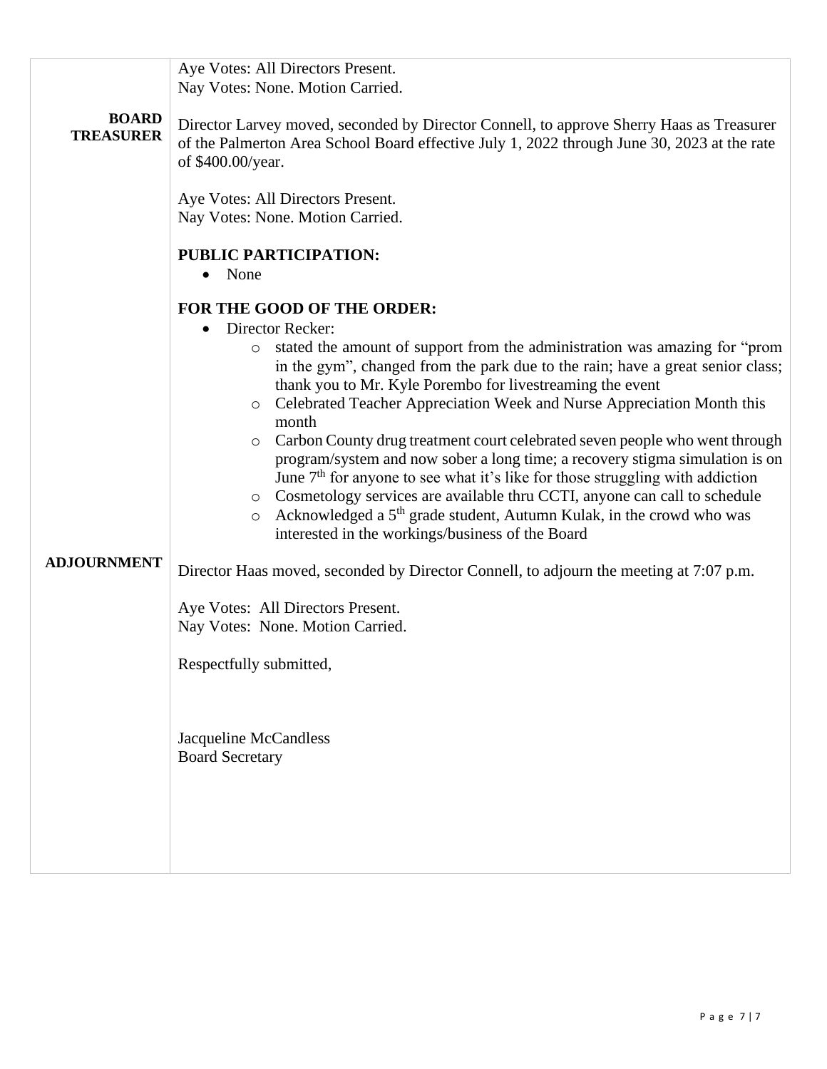Aye Votes: All Directors Present.
Nay Votes: None. Motion Carried.

**BOARD TREASURER**

Director Larvey moved, seconded by Director Connell, to approve Sherry Haas as Treasurer of the Palmerton Area School Board effective July 1, 2022 through June 30, 2023 at the rate of $400.00/year.

Aye Votes: All Directors Present.
Nay Votes: None. Motion Carried.

**PUBLIC PARTICIPATION:**

- None

**FOR THE GOOD OF THE ORDER:**

- Director Recker:
  - stated the amount of support from the administration was amazing for "prom in the gym", changed from the park due to the rain; have a great senior class; thank you to Mr. Kyle Porembo for livestreaming the event
  - Celebrated Teacher Appreciation Week and Nurse Appreciation Month this month
  - Carbon County drug treatment court celebrated seven people who went through program/system and now sober a long time; a recovery stigma simulation is on June 7th for anyone to see what it's like for those struggling with addiction
  - Cosmetology services are available thru CCTI, anyone can call to schedule
  - Acknowledged a 5th grade student, Autumn Kulak, in the crowd who was interested in the workings/business of the Board

**ADJOURNMENT**

Director Haas moved, seconded by Director Connell, to adjourn the meeting at 7:07 p.m.

Aye Votes: All Directors Present.
Nay Votes: None. Motion Carried.

Respectfully submitted,

Jacqueline McCandless
Board Secretary